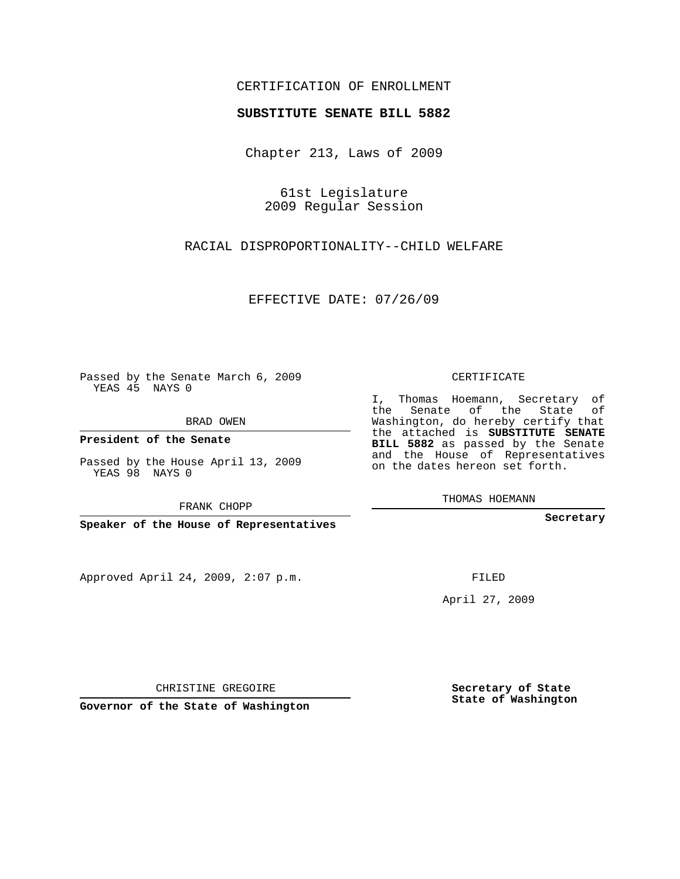CERTIFICATION OF ENROLLMENT

**SUBSTITUTE SENATE BILL 5882**

Chapter 213, Laws of 2009

61st Legislature
2009 Regular Session

RACIAL DISPROPORTIONALITY--CHILD WELFARE

EFFECTIVE DATE: 07/26/09

Passed by the Senate March 6, 2009
YEAS 45 NAYS 0

BRAD OWEN

**President of the Senate**

Passed by the House April 13, 2009
YEAS 98 NAYS 0

FRANK CHOPP

**Speaker of the House of Representatives**

CERTIFICATE

I, Thomas Hoemann, Secretary of the Senate of the State of Washington, do hereby certify that the attached is **SUBSTITUTE SENATE BILL 5882** as passed by the Senate and the House of Representatives on the dates hereon set forth.

THOMAS HOEMANN

**Secretary**

Approved April 24, 2009, 2:07 p.m.

FILED

April 27, 2009

CHRISTINE GREGOIRE

**Governor of the State of Washington**

**Secretary of State**
**State of Washington**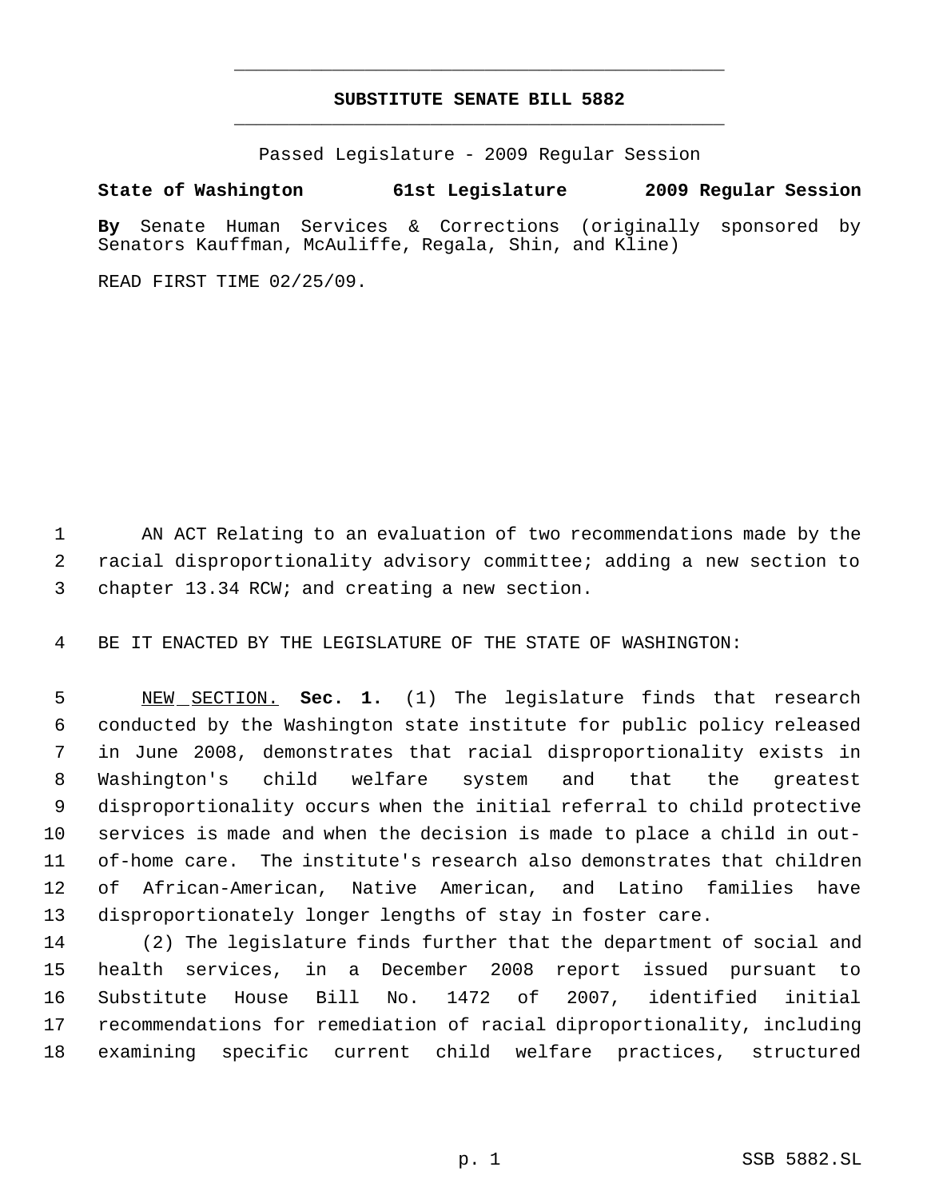# SUBSTITUTE SENATE BILL 5882

Passed Legislature - 2009 Regular Session

**State of Washington 61st Legislature 2009 Regular Session**

**By** Senate Human Services & Corrections (originally sponsored by Senators Kauffman, McAuliffe, Regala, Shin, and Kline)

READ FIRST TIME 02/25/09.

AN ACT Relating to an evaluation of two recommendations made by the racial disproportionality advisory committee; adding a new section to chapter 13.34 RCW; and creating a new section.

BE IT ENACTED BY THE LEGISLATURE OF THE STATE OF WASHINGTON:

NEW SECTION. **Sec. 1.** (1) The legislature finds that research conducted by the Washington state institute for public policy released in June 2008, demonstrates that racial disproportionality exists in Washington's child welfare system and that the greatest disproportionality occurs when the initial referral to child protective services is made and when the decision is made to place a child in out-of-home care. The institute's research also demonstrates that children of African-American, Native American, and Latino families have disproportionately longer lengths of stay in foster care.

(2) The legislature finds further that the department of social and health services, in a December 2008 report issued pursuant to Substitute House Bill No. 1472 of 2007, identified initial recommendations for remediation of racial diproportionality, including examining specific current child welfare practices, structured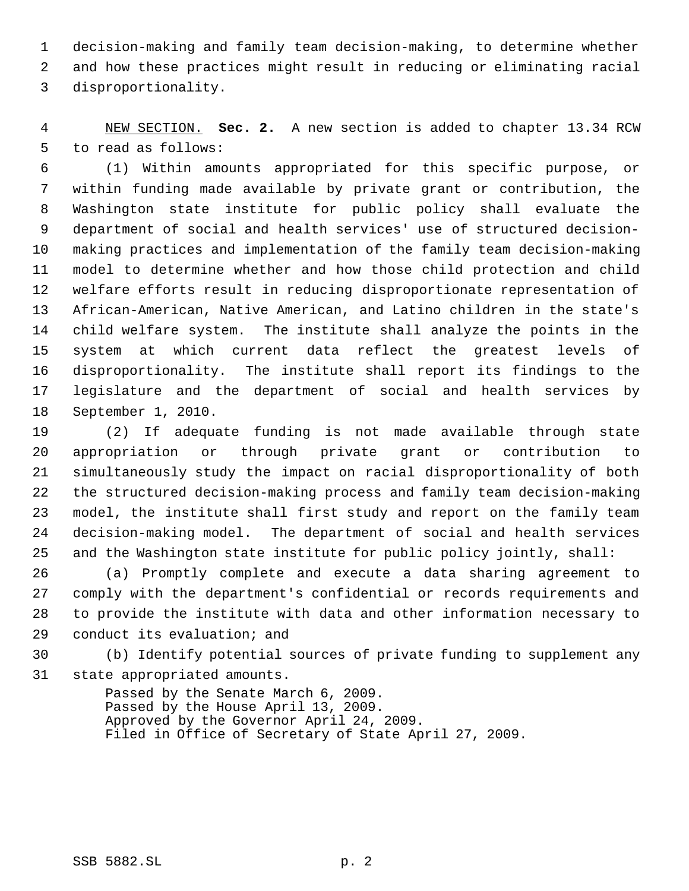decision-making and family team decision-making, to determine whether and how these practices might result in reducing or eliminating racial disproportionality.

NEW SECTION. **Sec. 2.** A new section is added to chapter 13.34 RCW to read as follows:

(1) Within amounts appropriated for this specific purpose, or within funding made available by private grant or contribution, the Washington state institute for public policy shall evaluate the department of social and health services' use of structured decision-making practices and implementation of the family team decision-making model to determine whether and how those child protection and child welfare efforts result in reducing disproportionate representation of African-American, Native American, and Latino children in the state's child welfare system. The institute shall analyze the points in the system at which current data reflect the greatest levels of disproportionality. The institute shall report its findings to the legislature and the department of social and health services by September 1, 2010.

(2) If adequate funding is not made available through state appropriation or through private grant or contribution to simultaneously study the impact on racial disproportionality of both the structured decision-making process and family team decision-making model, the institute shall first study and report on the family team decision-making model. The department of social and health services and the Washington state institute for public policy jointly, shall:

(a) Promptly complete and execute a data sharing agreement to comply with the department's confidential or records requirements and to provide the institute with data and other information necessary to conduct its evaluation; and

(b) Identify potential sources of private funding to supplement any state appropriated amounts.

Passed by the Senate March 6, 2009.
Passed by the House April 13, 2009.
Approved by the Governor April 24, 2009.
Filed in Office of Secretary of State April 27, 2009.